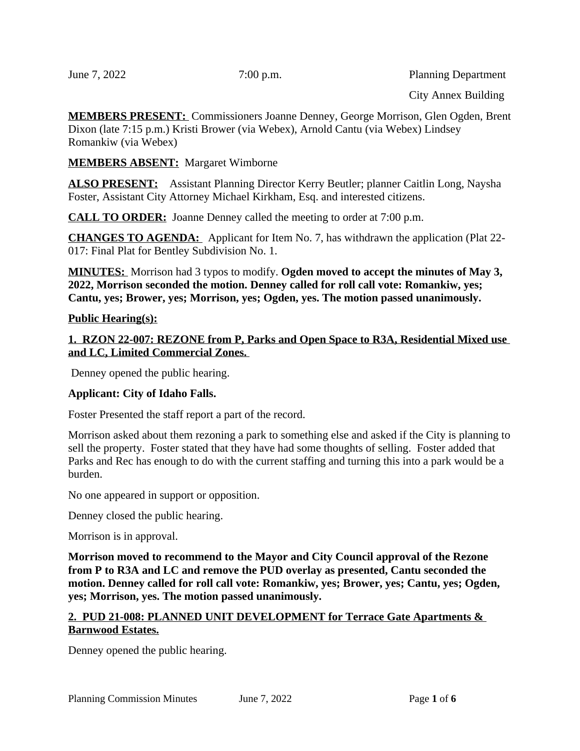June 7, 2022 7:00 p.m. Planning Department

City Annex Building

**MEMBERS PRESENT:** Commissioners Joanne Denney, George Morrison, Glen Ogden, Brent Dixon (late 7:15 p.m.) Kristi Brower (via Webex), Arnold Cantu (via Webex) Lindsey Romankiw (via Webex)

**MEMBERS ABSENT:** Margaret Wimborne

**ALSO PRESENT:** Assistant Planning Director Kerry Beutler; planner Caitlin Long, Naysha Foster, Assistant City Attorney Michael Kirkham, Esq. and interested citizens.

**CALL TO ORDER:** Joanne Denney called the meeting to order at 7:00 p.m.

**CHANGES TO AGENDA:** Applicant for Item No. 7, has withdrawn the application (Plat 22-017: Final Plat for Bentley Subdivision No. 1.

**MINUTES:** Morrison had 3 typos to modify. **Ogden moved to accept the minutes of May 3, 2022, Morrison seconded the motion. Denney called for roll call vote: Romankiw, yes; Cantu, yes; Brower, yes; Morrison, yes; Ogden, yes. The motion passed unanimously.**

**Public Hearing(s):**

**1. RZON 22-007: REZONE from P, Parks and Open Space to R3A, Residential Mixed use and LC, Limited Commercial Zones.**

Denney opened the public hearing.

**Applicant: City of Idaho Falls.**

Foster Presented the staff report a part of the record.

Morrison asked about them rezoning a park to something else and asked if the City is planning to sell the property. Foster stated that they have had some thoughts of selling. Foster added that Parks and Rec has enough to do with the current staffing and turning this into a park would be a burden.

No one appeared in support or opposition.

Denney closed the public hearing.

Morrison is in approval.

**Morrison moved to recommend to the Mayor and City Council approval of the Rezone from P to R3A and LC and remove the PUD overlay as presented, Cantu seconded the motion. Denney called for roll call vote: Romankiw, yes; Brower, yes; Cantu, yes; Ogden, yes; Morrison, yes. The motion passed unanimously.**

**2. PUD 21-008: PLANNED UNIT DEVELOPMENT for Terrace Gate Apartments & Barnwood Estates.**

Denney opened the public hearing.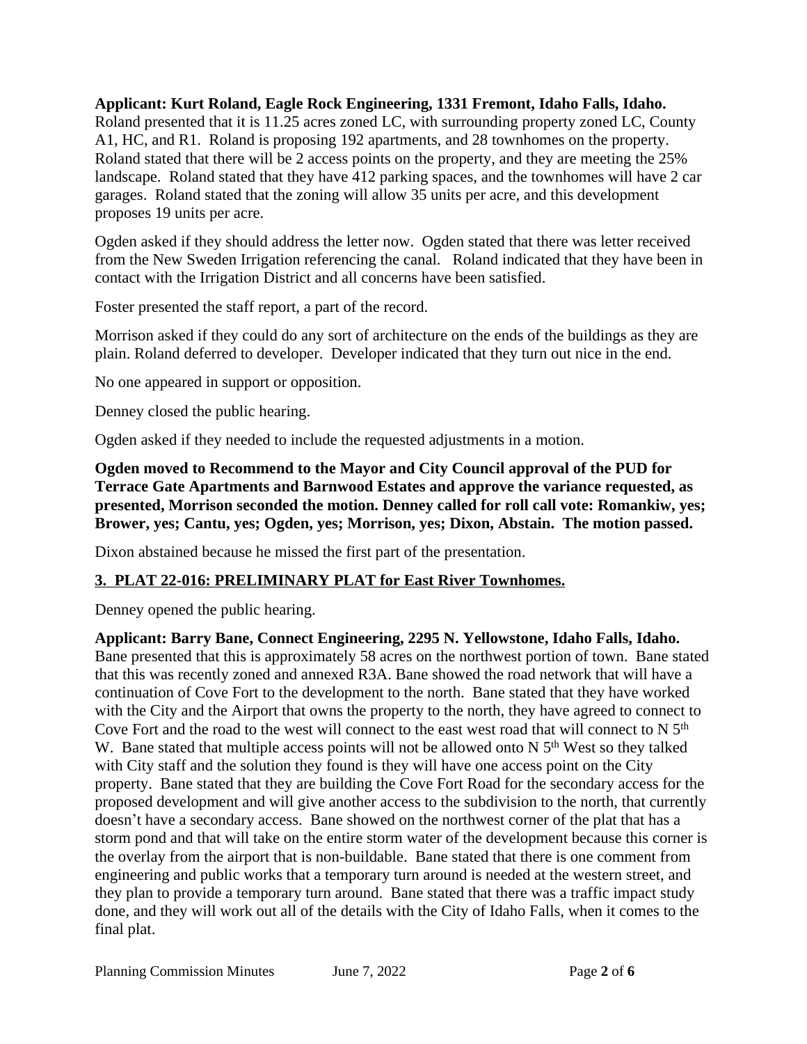**Applicant: Kurt Roland, Eagle Rock Engineering, 1331 Fremont, Idaho Falls, Idaho.** Roland presented that it is 11.25 acres zoned LC, with surrounding property zoned LC, County A1, HC, and R1. Roland is proposing 192 apartments, and 28 townhomes on the property. Roland stated that there will be 2 access points on the property, and they are meeting the 25% landscape. Roland stated that they have 412 parking spaces, and the townhomes will have 2 car garages. Roland stated that the zoning will allow 35 units per acre, and this development proposes 19 units per acre.

Ogden asked if they should address the letter now. Ogden stated that there was letter received from the New Sweden Irrigation referencing the canal. Roland indicated that they have been in contact with the Irrigation District and all concerns have been satisfied.

Foster presented the staff report, a part of the record.

Morrison asked if they could do any sort of architecture on the ends of the buildings as they are plain. Roland deferred to developer. Developer indicated that they turn out nice in the end.

No one appeared in support or opposition.

Denney closed the public hearing.

Ogden asked if they needed to include the requested adjustments in a motion.

**Ogden moved to Recommend to the Mayor and City Council approval of the PUD for Terrace Gate Apartments and Barnwood Estates and approve the variance requested, as presented, Morrison seconded the motion. Denney called for roll call vote: Romankiw, yes; Brower, yes; Cantu, yes; Ogden, yes; Morrison, yes; Dixon, Abstain. The motion passed.**

Dixon abstained because he missed the first part of the presentation.

**3. PLAT 22-016: PRELIMINARY PLAT for East River Townhomes.**

Denney opened the public hearing.

**Applicant: Barry Bane, Connect Engineering, 2295 N. Yellowstone, Idaho Falls, Idaho.** Bane presented that this is approximately 58 acres on the northwest portion of town. Bane stated that this was recently zoned and annexed R3A. Bane showed the road network that will have a continuation of Cove Fort to the development to the north. Bane stated that they have worked with the City and the Airport that owns the property to the north, they have agreed to connect to Cove Fort and the road to the west will connect to the east west road that will connect to N 5th W. Bane stated that multiple access points will not be allowed onto N 5th West so they talked with City staff and the solution they found is they will have one access point on the City property. Bane stated that they are building the Cove Fort Road for the secondary access for the proposed development and will give another access to the subdivision to the north, that currently doesn't have a secondary access. Bane showed on the northwest corner of the plat that has a storm pond and that will take on the entire storm water of the development because this corner is the overlay from the airport that is non-buildable. Bane stated that there is one comment from engineering and public works that a temporary turn around is needed at the western street, and they plan to provide a temporary turn around. Bane stated that there was a traffic impact study done, and they will work out all of the details with the City of Idaho Falls, when it comes to the final plat.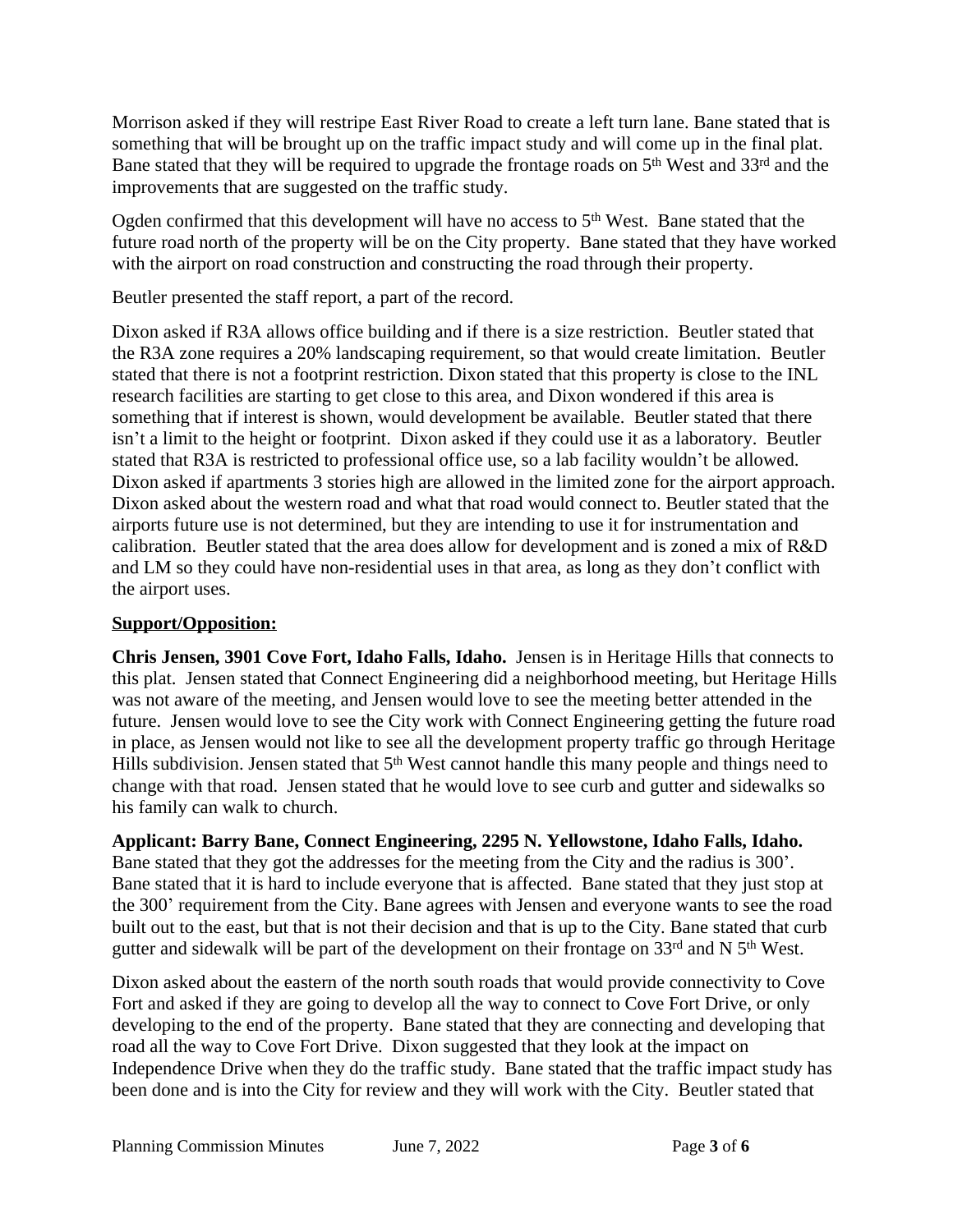Morrison asked if they will restripe East River Road to create a left turn lane. Bane stated that is something that will be brought up on the traffic impact study and will come up in the final plat. Bane stated that they will be required to upgrade the frontage roads on 5th West and 33rd and the improvements that are suggested on the traffic study.

Ogden confirmed that this development will have no access to 5th West. Bane stated that the future road north of the property will be on the City property. Bane stated that they have worked with the airport on road construction and constructing the road through their property.

Beutler presented the staff report, a part of the record.

Dixon asked if R3A allows office building and if there is a size restriction. Beutler stated that the R3A zone requires a 20% landscaping requirement, so that would create limitation. Beutler stated that there is not a footprint restriction. Dixon stated that this property is close to the INL research facilities are starting to get close to this area, and Dixon wondered if this area is something that if interest is shown, would development be available. Beutler stated that there isn't a limit to the height or footprint. Dixon asked if they could use it as a laboratory. Beutler stated that R3A is restricted to professional office use, so a lab facility wouldn't be allowed. Dixon asked if apartments 3 stories high are allowed in the limited zone for the airport approach. Dixon asked about the western road and what that road would connect to. Beutler stated that the airports future use is not determined, but they are intending to use it for instrumentation and calibration. Beutler stated that the area does allow for development and is zoned a mix of R&D and LM so they could have non-residential uses in that area, as long as they don't conflict with the airport uses.

**Support/Opposition:**

**Chris Jensen, 3901 Cove Fort, Idaho Falls, Idaho.** Jensen is in Heritage Hills that connects to this plat. Jensen stated that Connect Engineering did a neighborhood meeting, but Heritage Hills was not aware of the meeting, and Jensen would love to see the meeting better attended in the future. Jensen would love to see the City work with Connect Engineering getting the future road in place, as Jensen would not like to see all the development property traffic go through Heritage Hills subdivision. Jensen stated that 5th West cannot handle this many people and things need to change with that road. Jensen stated that he would love to see curb and gutter and sidewalks so his family can walk to church.

**Applicant: Barry Bane, Connect Engineering, 2295 N. Yellowstone, Idaho Falls, Idaho.** Bane stated that they got the addresses for the meeting from the City and the radius is 300'. Bane stated that it is hard to include everyone that is affected. Bane stated that they just stop at the 300' requirement from the City. Bane agrees with Jensen and everyone wants to see the road built out to the east, but that is not their decision and that is up to the City. Bane stated that curb gutter and sidewalk will be part of the development on their frontage on 33rd and N 5th West.

Dixon asked about the eastern of the north south roads that would provide connectivity to Cove Fort and asked if they are going to develop all the way to connect to Cove Fort Drive, or only developing to the end of the property. Bane stated that they are connecting and developing that road all the way to Cove Fort Drive. Dixon suggested that they look at the impact on Independence Drive when they do the traffic study. Bane stated that the traffic impact study has been done and is into the City for review and they will work with the City. Beutler stated that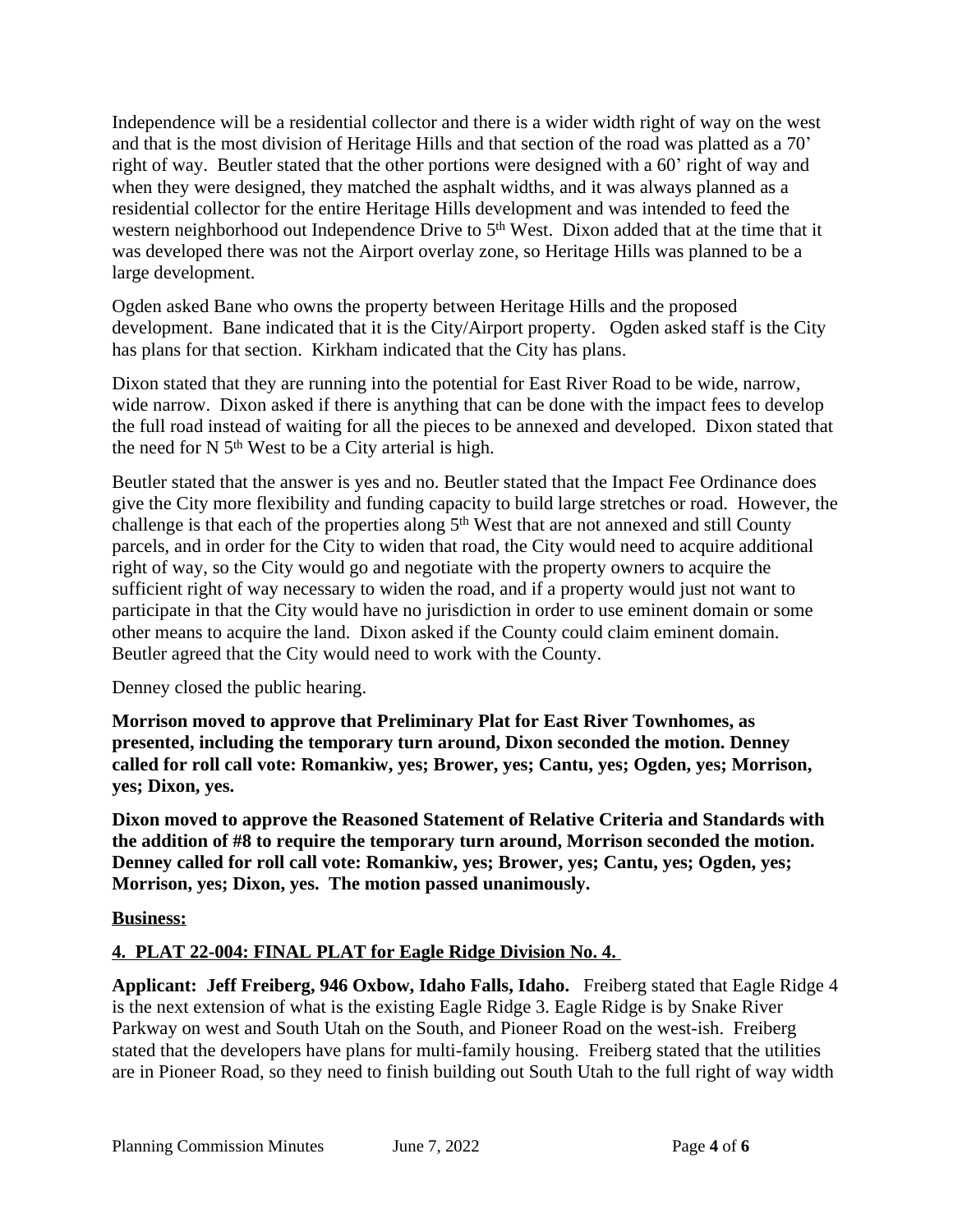Independence will be a residential collector and there is a wider width right of way on the west and that is the most division of Heritage Hills and that section of the road was platted as a 70' right of way. Beutler stated that the other portions were designed with a 60' right of way and when they were designed, they matched the asphalt widths, and it was always planned as a residential collector for the entire Heritage Hills development and was intended to feed the western neighborhood out Independence Drive to 5th West. Dixon added that at the time that it was developed there was not the Airport overlay zone, so Heritage Hills was planned to be a large development.

Ogden asked Bane who owns the property between Heritage Hills and the proposed development. Bane indicated that it is the City/Airport property. Ogden asked staff is the City has plans for that section. Kirkham indicated that the City has plans.

Dixon stated that they are running into the potential for East River Road to be wide, narrow, wide narrow. Dixon asked if there is anything that can be done with the impact fees to develop the full road instead of waiting for all the pieces to be annexed and developed. Dixon stated that the need for N 5th West to be a City arterial is high.

Beutler stated that the answer is yes and no. Beutler stated that the Impact Fee Ordinance does give the City more flexibility and funding capacity to build large stretches or road. However, the challenge is that each of the properties along 5th West that are not annexed and still County parcels, and in order for the City to widen that road, the City would need to acquire additional right of way, so the City would go and negotiate with the property owners to acquire the sufficient right of way necessary to widen the road, and if a property would just not want to participate in that the City would have no jurisdiction in order to use eminent domain or some other means to acquire the land. Dixon asked if the County could claim eminent domain. Beutler agreed that the City would need to work with the County.

Denney closed the public hearing.

**Morrison moved to approve that Preliminary Plat for East River Townhomes, as presented, including the temporary turn around, Dixon seconded the motion. Denney called for roll call vote: Romankiw, yes; Brower, yes; Cantu, yes; Ogden, yes; Morrison, yes; Dixon, yes.**

**Dixon moved to approve the Reasoned Statement of Relative Criteria and Standards with the addition of #8 to require the temporary turn around, Morrison seconded the motion. Denney called for roll call vote: Romankiw, yes; Brower, yes; Cantu, yes; Ogden, yes; Morrison, yes; Dixon, yes. The motion passed unanimously.**

**Business:**

**4. PLAT 22-004: FINAL PLAT for Eagle Ridge Division No. 4.**

**Applicant: Jeff Freiberg, 946 Oxbow, Idaho Falls, Idaho.** Freiberg stated that Eagle Ridge 4 is the next extension of what is the existing Eagle Ridge 3. Eagle Ridge is by Snake River Parkway on west and South Utah on the South, and Pioneer Road on the west-ish. Freiberg stated that the developers have plans for multi-family housing. Freiberg stated that the utilities are in Pioneer Road, so they need to finish building out South Utah to the full right of way width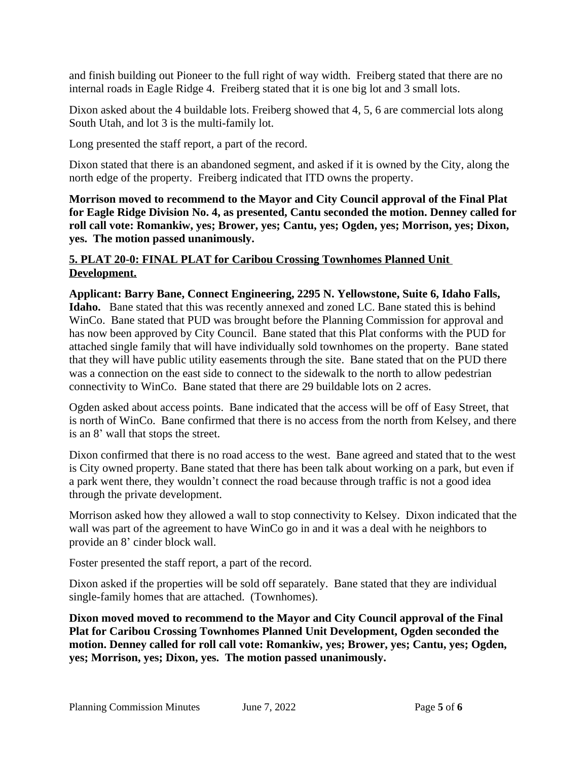and finish building out Pioneer to the full right of way width. Freiberg stated that there are no internal roads in Eagle Ridge 4. Freiberg stated that it is one big lot and 3 small lots.

Dixon asked about the 4 buildable lots. Freiberg showed that 4, 5, 6 are commercial lots along South Utah, and lot 3 is the multi-family lot.

Long presented the staff report, a part of the record.

Dixon stated that there is an abandoned segment, and asked if it is owned by the City, along the north edge of the property. Freiberg indicated that ITD owns the property.

**Morrison moved to recommend to the Mayor and City Council approval of the Final Plat for Eagle Ridge Division No. 4, as presented, Cantu seconded the motion. Denney called for roll call vote: Romankiw, yes; Brower, yes; Cantu, yes; Ogden, yes; Morrison, yes; Dixon, yes. The motion passed unanimously.**

**5. PLAT 20-0: FINAL PLAT for Caribou Crossing Townhomes Planned Unit Development.**

**Applicant: Barry Bane, Connect Engineering, 2295 N. Yellowstone, Suite 6, Idaho Falls, Idaho.** Bane stated that this was recently annexed and zoned LC. Bane stated this is behind WinCo. Bane stated that PUD was brought before the Planning Commission for approval and has now been approved by City Council. Bane stated that this Plat conforms with the PUD for attached single family that will have individually sold townhomes on the property. Bane stated that they will have public utility easements through the site. Bane stated that on the PUD there was a connection on the east side to connect to the sidewalk to the north to allow pedestrian connectivity to WinCo. Bane stated that there are 29 buildable lots on 2 acres.

Ogden asked about access points. Bane indicated that the access will be off of Easy Street, that is north of WinCo. Bane confirmed that there is no access from the north from Kelsey, and there is an 8' wall that stops the street.

Dixon confirmed that there is no road access to the west. Bane agreed and stated that to the west is City owned property. Bane stated that there has been talk about working on a park, but even if a park went there, they wouldn't connect the road because through traffic is not a good idea through the private development.

Morrison asked how they allowed a wall to stop connectivity to Kelsey. Dixon indicated that the wall was part of the agreement to have WinCo go in and it was a deal with he neighbors to provide an 8' cinder block wall.

Foster presented the staff report, a part of the record.

Dixon asked if the properties will be sold off separately. Bane stated that they are individual single-family homes that are attached. (Townhomes).

**Dixon moved moved to recommend to the Mayor and City Council approval of the Final Plat for Caribou Crossing Townhomes Planned Unit Development, Ogden seconded the motion. Denney called for roll call vote: Romankiw, yes; Brower, yes; Cantu, yes; Ogden, yes; Morrison, yes; Dixon, yes. The motion passed unanimously.**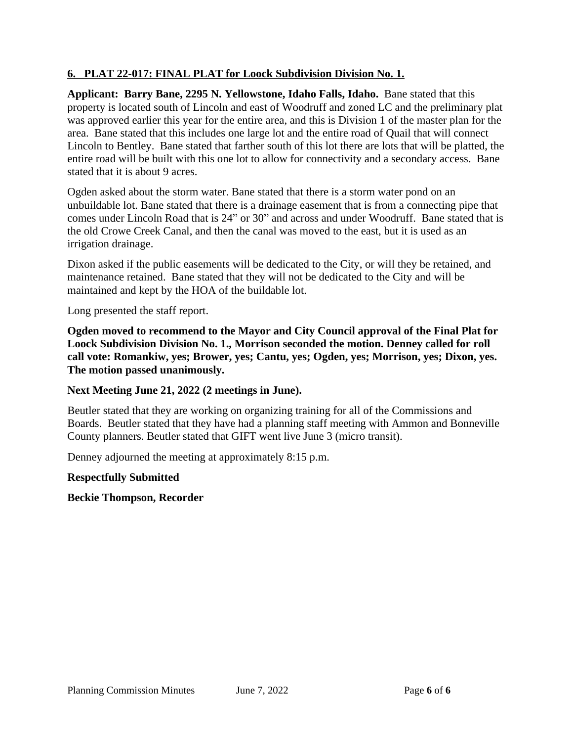## 6. PLAT 22-017: FINAL PLAT for Loock Subdivision Division No. 1.

**Applicant: Barry Bane, 2295 N. Yellowstone, Idaho Falls, Idaho.** Bane stated that this property is located south of Lincoln and east of Woodruff and zoned LC and the preliminary plat was approved earlier this year for the entire area, and this is Division 1 of the master plan for the area. Bane stated that this includes one large lot and the entire road of Quail that will connect Lincoln to Bentley. Bane stated that farther south of this lot there are lots that will be platted, the entire road will be built with this one lot to allow for connectivity and a secondary access. Bane stated that it is about 9 acres.

Ogden asked about the storm water. Bane stated that there is a storm water pond on an unbuildable lot. Bane stated that there is a drainage easement that is from a connecting pipe that comes under Lincoln Road that is 24" or 30" and across and under Woodruff. Bane stated that is the old Crowe Creek Canal, and then the canal was moved to the east, but it is used as an irrigation drainage.

Dixon asked if the public easements will be dedicated to the City, or will they be retained, and maintenance retained. Bane stated that they will not be dedicated to the City and will be maintained and kept by the HOA of the buildable lot.

Long presented the staff report.

**Ogden moved to recommend to the Mayor and City Council approval of the Final Plat for Loock Subdivision Division No. 1., Morrison seconded the motion. Denney called for roll call vote: Romankiw, yes; Brower, yes; Cantu, yes; Ogden, yes; Morrison, yes; Dixon, yes. The motion passed unanimously.**

**Next Meeting June 21, 2022 (2 meetings in June).**

Beutler stated that they are working on organizing training for all of the Commissions and Boards. Beutler stated that they have had a planning staff meeting with Ammon and Bonneville County planners. Beutler stated that GIFT went live June 3 (micro transit).

Denney adjourned the meeting at approximately 8:15 p.m.

**Respectfully Submitted**

**Beckie Thompson, Recorder**